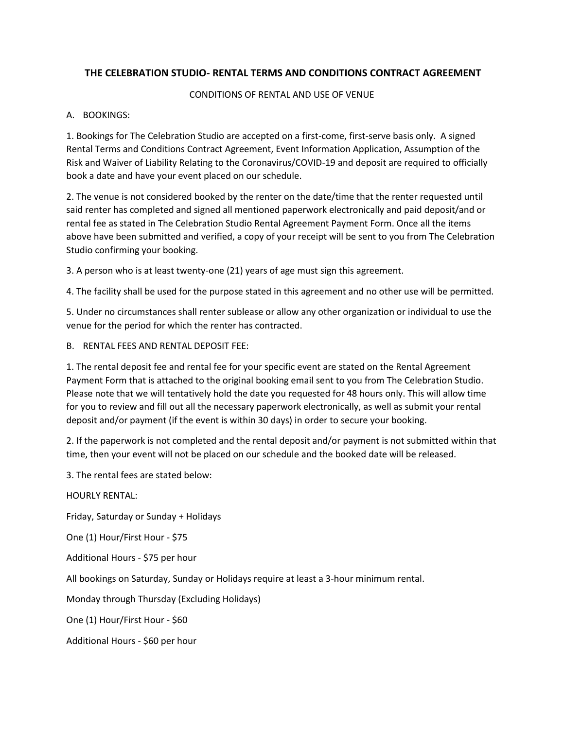# THE CELEBRATION STUDIO- RENTAL TERMS AND CONDITIONS CONTRACT AGREEMENT

CONDITIONS OF RENTAL AND USE OF VENUE

A. BOOKINGS:

1. Bookings for The Celebration Studio are accepted on a first-come, first-serve basis only. A signed Rental Terms and Conditions Contract Agreement, Event Information Application, Assumption of the Risk and Waiver of Liability Relating to the Coronavirus/COVID-19 and deposit are required to officially book a date and have your event placed on our schedule.

2. The venue is not considered booked by the renter on the date/time that the renter requested until said renter has completed and signed all mentioned paperwork electronically and paid deposit/and or rental fee as stated in The Celebration Studio Rental Agreement Payment Form. Once all the items above have been submitted and verified, a copy of your receipt will be sent to you from The Celebration Studio confirming your booking.

3. A person who is at least twenty-one (21) years of age must sign this agreement.

4. The facility shall be used for the purpose stated in this agreement and no other use will be permitted.

5. Under no circumstances shall renter sublease or allow any other organization or individual to use the venue for the period for which the renter has contracted.

B. RENTAL FEES AND RENTAL DEPOSIT FEE:

1. The rental deposit fee and rental fee for your specific event are stated on the Rental Agreement Payment Form that is attached to the original booking email sent to you from The Celebration Studio. Please note that we will tentatively hold the date you requested for 48 hours only. This will allow time for you to review and fill out all the necessary paperwork electronically, as well as submit your rental deposit and/or payment (if the event is within 30 days) in order to secure your booking.

2. If the paperwork is not completed and the rental deposit and/or payment is not submitted within that time, then your event will not be placed on our schedule and the booked date will be released.

3. The rental fees are stated below:

HOURLY RENTAL:

Friday, Saturday or Sunday + Holidays

One (1) Hour/First Hour - $75

Additional Hours - $75 per hour

All bookings on Saturday, Sunday or Holidays require at least a 3-hour minimum rental.

Monday through Thursday (Excluding Holidays)

One (1) Hour/First Hour - $60

Additional Hours - $60 per hour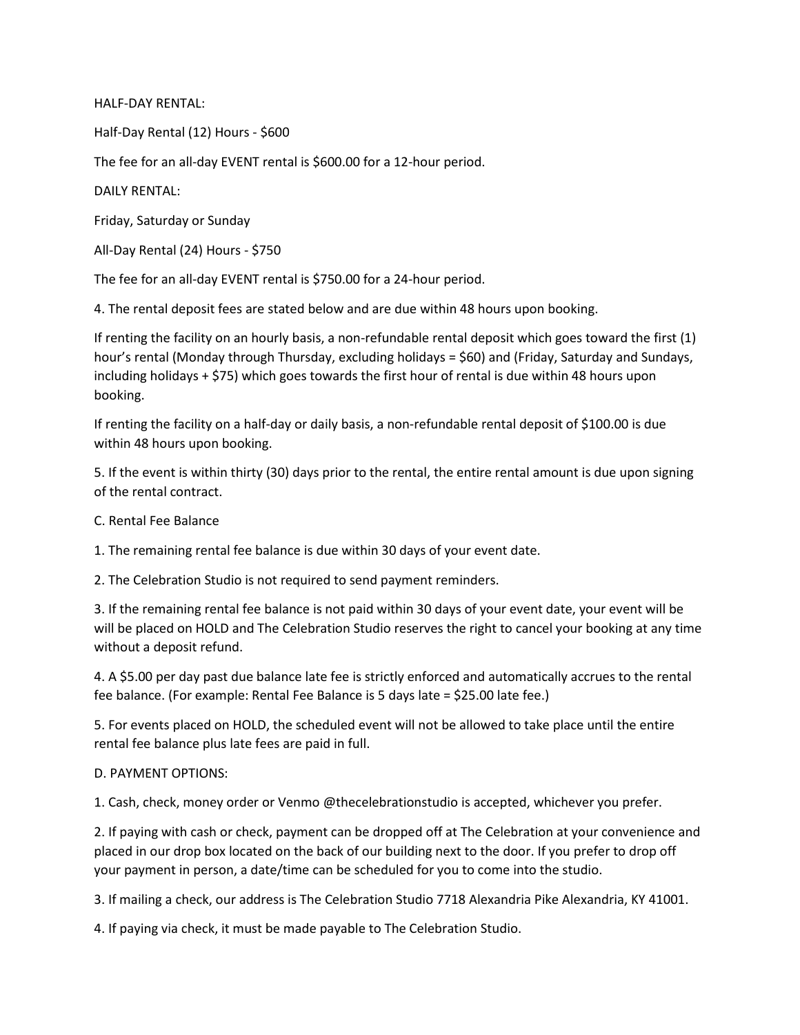HALF-DAY RENTAL:

Half-Day Rental (12) Hours - $600

The fee for an all-day EVENT rental is $600.00 for a 12-hour period.

DAILY RENTAL:

Friday, Saturday or Sunday

All-Day Rental (24) Hours - $750

The fee for an all-day EVENT rental is $750.00 for a 24-hour period.

4. The rental deposit fees are stated below and are due within 48 hours upon booking.

If renting the facility on an hourly basis, a non-refundable rental deposit which goes toward the first (1) hour's rental (Monday through Thursday, excluding holidays = $60) and (Friday, Saturday and Sundays, including holidays + $75) which goes towards the first hour of rental is due within 48 hours upon booking.

If renting the facility on a half-day or daily basis, a non-refundable rental deposit of $100.00 is due within 48 hours upon booking.

5. If the event is within thirty (30) days prior to the rental, the entire rental amount is due upon signing of the rental contract.

C. Rental Fee Balance

1. The remaining rental fee balance is due within 30 days of your event date.

2. The Celebration Studio is not required to send payment reminders.

3. If the remaining rental fee balance is not paid within 30 days of your event date, your event will be will be placed on HOLD and The Celebration Studio reserves the right to cancel your booking at any time without a deposit refund.

4. A $5.00 per day past due balance late fee is strictly enforced and automatically accrues to the rental fee balance. (For example: Rental Fee Balance is 5 days late = $25.00 late fee.)

5. For events placed on HOLD, the scheduled event will not be allowed to take place until the entire rental fee balance plus late fees are paid in full.

D. PAYMENT OPTIONS:

1. Cash, check, money order or Venmo @thecelebrationstudio is accepted, whichever you prefer.

2. If paying with cash or check, payment can be dropped off at The Celebration at your convenience and placed in our drop box located on the back of our building next to the door. If you prefer to drop off your payment in person, a date/time can be scheduled for you to come into the studio.

3. If mailing a check, our address is The Celebration Studio 7718 Alexandria Pike Alexandria, KY 41001.

4. If paying via check, it must be made payable to The Celebration Studio.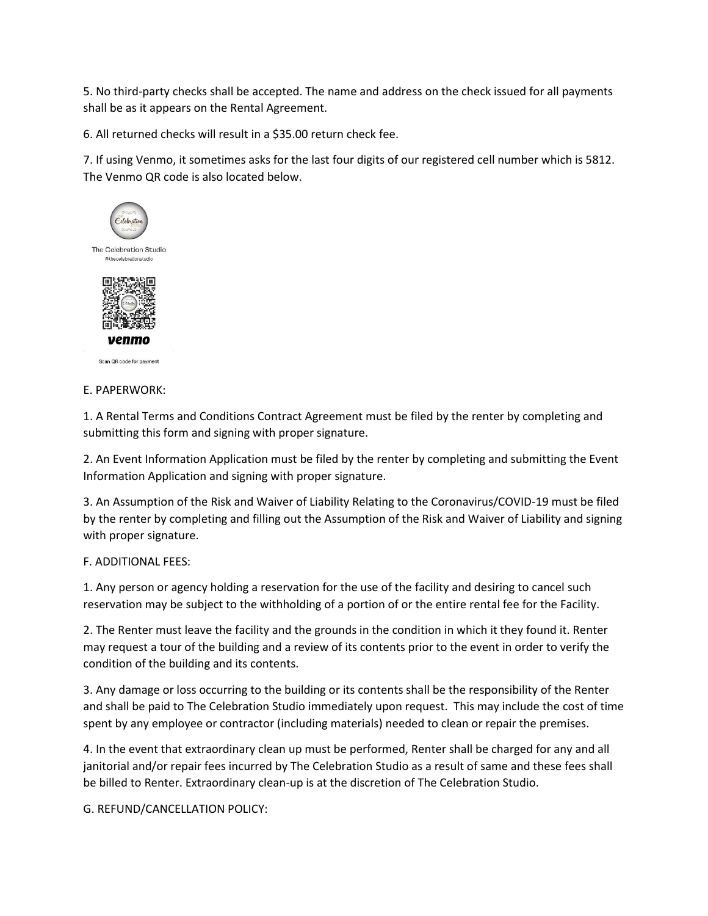5. No third-party checks shall be accepted. The name and address on the check issued for all payments shall be as it appears on the Rental Agreement.

6. All returned checks will result in a $35.00 return check fee.

7. If using Venmo, it sometimes asks for the last four digits of our registered cell number which is 5812. The Venmo QR code is also located below.

The Celebration Studio
@thecelebrationstudio

venmo

Scan QR code for payment

E. PAPERWORK:

1. A Rental Terms and Conditions Contract Agreement must be filed by the renter by completing and submitting this form and signing with proper signature.

2. An Event Information Application must be filed by the renter by completing and submitting the Event Information Application and signing with proper signature.

3. An Assumption of the Risk and Waiver of Liability Relating to the Coronavirus/COVID-19 must be filed by the renter by completing and filling out the Assumption of the Risk and Waiver of Liability and signing with proper signature.

F. ADDITIONAL FEES:

1. Any person or agency holding a reservation for the use of the facility and desiring to cancel such reservation may be subject to the withholding of a portion of or the entire rental fee for the Facility.

2. The Renter must leave the facility and the grounds in the condition in which it they found it. Renter may request a tour of the building and a review of its contents prior to the event in order to verify the condition of the building and its contents.

3. Any damage or loss occurring to the building or its contents shall be the responsibility of the Renter and shall be paid to The Celebration Studio immediately upon request. This may include the cost of time spent by any employee or contractor (including materials) needed to clean or repair the premises.

4. In the event that extraordinary clean up must be performed, Renter shall be charged for any and all janitorial and/or repair fees incurred by The Celebration Studio as a result of same and these fees shall be billed to Renter. Extraordinary clean-up is at the discretion of The Celebration Studio.

G. REFUND/CANCELLATION POLICY: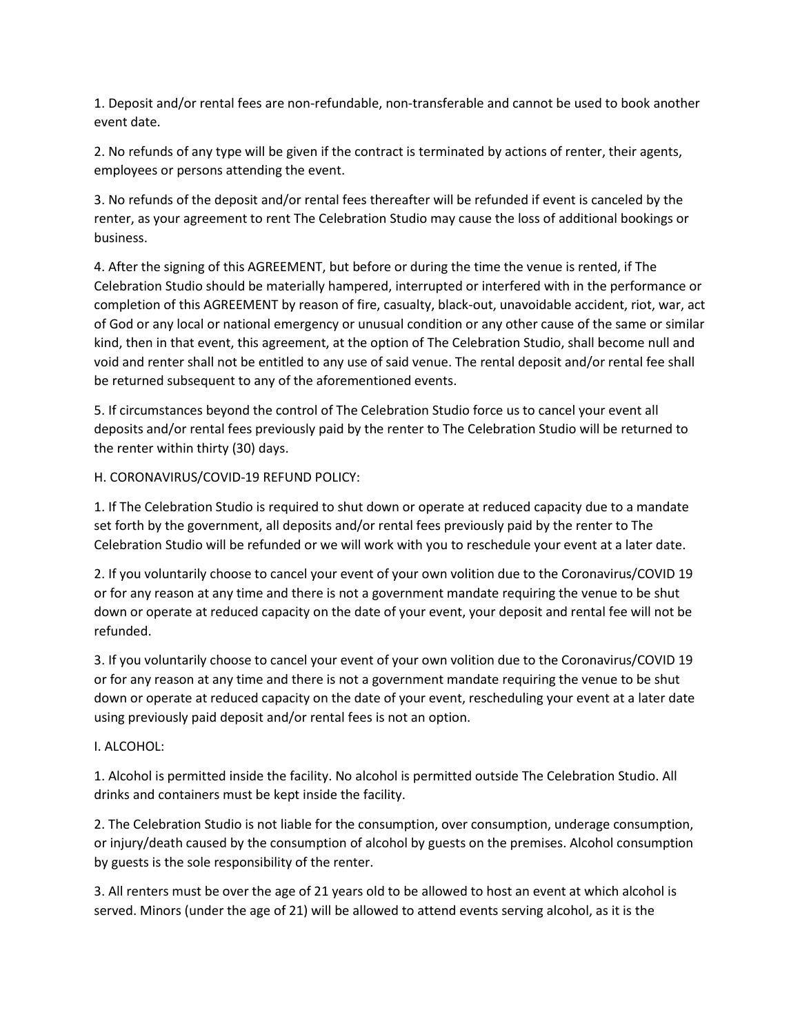1. Deposit and/or rental fees are non-refundable, non-transferable and cannot be used to book another event date.

2. No refunds of any type will be given if the contract is terminated by actions of renter, their agents, employees or persons attending the event.

3. No refunds of the deposit and/or rental fees thereafter will be refunded if event is canceled by the renter, as your agreement to rent The Celebration Studio may cause the loss of additional bookings or business.

4. After the signing of this AGREEMENT, but before or during the time the venue is rented, if The Celebration Studio should be materially hampered, interrupted or interfered with in the performance or completion of this AGREEMENT by reason of fire, casualty, black-out, unavoidable accident, riot, war, act of God or any local or national emergency or unusual condition or any other cause of the same or similar kind, then in that event, this agreement, at the option of The Celebration Studio, shall become null and void and renter shall not be entitled to any use of said venue. The rental deposit and/or rental fee shall be returned subsequent to any of the aforementioned events.

5. If circumstances beyond the control of The Celebration Studio force us to cancel your event all deposits and/or rental fees previously paid by the renter to The Celebration Studio will be returned to the renter within thirty (30) days.

H. CORONAVIRUS/COVID-19 REFUND POLICY:

1. If The Celebration Studio is required to shut down or operate at reduced capacity due to a mandate set forth by the government, all deposits and/or rental fees previously paid by the renter to The Celebration Studio will be refunded or we will work with you to reschedule your event at a later date.

2. If you voluntarily choose to cancel your event of your own volition due to the Coronavirus/COVID 19 or for any reason at any time and there is not a government mandate requiring the venue to be shut down or operate at reduced capacity on the date of your event, your deposit and rental fee will not be refunded.

3. If you voluntarily choose to cancel your event of your own volition due to the Coronavirus/COVID 19 or for any reason at any time and there is not a government mandate requiring the venue to be shut down or operate at reduced capacity on the date of your event, rescheduling your event at a later date using previously paid deposit and/or rental fees is not an option.

I. ALCOHOL:

1. Alcohol is permitted inside the facility. No alcohol is permitted outside The Celebration Studio. All drinks and containers must be kept inside the facility.

2. The Celebration Studio is not liable for the consumption, over consumption, underage consumption, or injury/death caused by the consumption of alcohol by guests on the premises. Alcohol consumption by guests is the sole responsibility of the renter.

3. All renters must be over the age of 21 years old to be allowed to host an event at which alcohol is served. Minors (under the age of 21) will be allowed to attend events serving alcohol, as it is the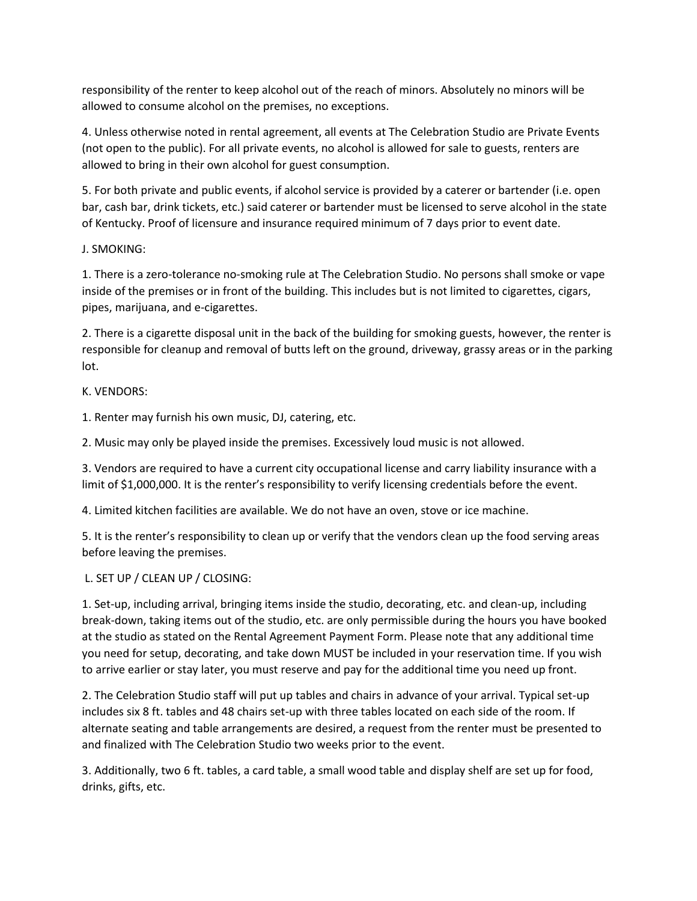responsibility of the renter to keep alcohol out of the reach of minors. Absolutely no minors will be allowed to consume alcohol on the premises, no exceptions.

4. Unless otherwise noted in rental agreement, all events at The Celebration Studio are Private Events (not open to the public). For all private events, no alcohol is allowed for sale to guests, renters are allowed to bring in their own alcohol for guest consumption.

5. For both private and public events, if alcohol service is provided by a caterer or bartender (i.e. open bar, cash bar, drink tickets, etc.) said caterer or bartender must be licensed to serve alcohol in the state of Kentucky. Proof of licensure and insurance required minimum of 7 days prior to event date.

J. SMOKING:

1. There is a zero-tolerance no-smoking rule at The Celebration Studio. No persons shall smoke or vape inside of the premises or in front of the building. This includes but is not limited to cigarettes, cigars, pipes, marijuana, and e-cigarettes.

2. There is a cigarette disposal unit in the back of the building for smoking guests, however, the renter is responsible for cleanup and removal of butts left on the ground, driveway, grassy areas or in the parking lot.

K. VENDORS:

1. Renter may furnish his own music, DJ, catering, etc.

2. Music may only be played inside the premises. Excessively loud music is not allowed.

3. Vendors are required to have a current city occupational license and carry liability insurance with a limit of $1,000,000. It is the renter's responsibility to verify licensing credentials before the event.

4. Limited kitchen facilities are available. We do not have an oven, stove or ice machine.

5. It is the renter's responsibility to clean up or verify that the vendors clean up the food serving areas before leaving the premises.

L. SET UP / CLEAN UP / CLOSING:

1. Set-up, including arrival, bringing items inside the studio, decorating, etc. and clean-up, including break-down, taking items out of the studio, etc. are only permissible during the hours you have booked at the studio as stated on the Rental Agreement Payment Form. Please note that any additional time you need for setup, decorating, and take down MUST be included in your reservation time. If you wish to arrive earlier or stay later, you must reserve and pay for the additional time you need up front.

2. The Celebration Studio staff will put up tables and chairs in advance of your arrival. Typical set-up includes six 8 ft. tables and 48 chairs set-up with three tables located on each side of the room. If alternate seating and table arrangements are desired, a request from the renter must be presented to and finalized with The Celebration Studio two weeks prior to the event.

3. Additionally, two 6 ft. tables, a card table, a small wood table and display shelf are set up for food, drinks, gifts, etc.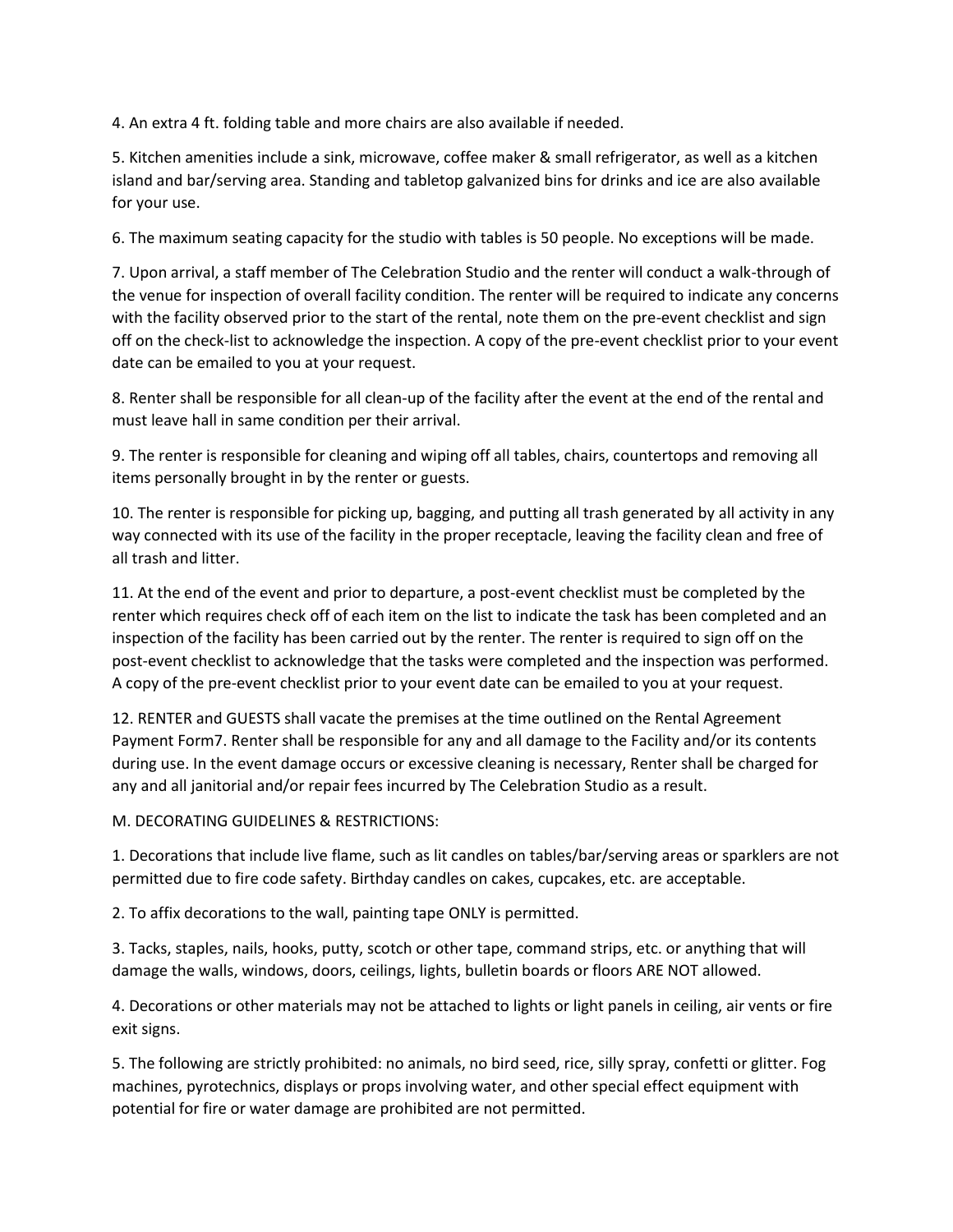4. An extra 4 ft. folding table and more chairs are also available if needed.

5. Kitchen amenities include a sink, microwave, coffee maker & small refrigerator, as well as a kitchen island and bar/serving area. Standing and tabletop galvanized bins for drinks and ice are also available for your use.

6. The maximum seating capacity for the studio with tables is 50 people. No exceptions will be made.

7. Upon arrival, a staff member of The Celebration Studio and the renter will conduct a walk-through of the venue for inspection of overall facility condition. The renter will be required to indicate any concerns with the facility observed prior to the start of the rental, note them on the pre-event checklist and sign off on the check-list to acknowledge the inspection. A copy of the pre-event checklist prior to your event date can be emailed to you at your request.

8. Renter shall be responsible for all clean-up of the facility after the event at the end of the rental and must leave hall in same condition per their arrival.

9. The renter is responsible for cleaning and wiping off all tables, chairs, countertops and removing all items personally brought in by the renter or guests.

10. The renter is responsible for picking up, bagging, and putting all trash generated by all activity in any way connected with its use of the facility in the proper receptacle, leaving the facility clean and free of all trash and litter.

11. At the end of the event and prior to departure, a post-event checklist must be completed by the renter which requires check off of each item on the list to indicate the task has been completed and an inspection of the facility has been carried out by the renter. The renter is required to sign off on the post-event checklist to acknowledge that the tasks were completed and the inspection was performed. A copy of the pre-event checklist prior to your event date can be emailed to you at your request.

12. RENTER and GUESTS shall vacate the premises at the time outlined on the Rental Agreement Payment Form7. Renter shall be responsible for any and all damage to the Facility and/or its contents during use. In the event damage occurs or excessive cleaning is necessary, Renter shall be charged for any and all janitorial and/or repair fees incurred by The Celebration Studio as a result.

M. DECORATING GUIDELINES & RESTRICTIONS:

1. Decorations that include live flame, such as lit candles on tables/bar/serving areas or sparklers are not permitted due to fire code safety. Birthday candles on cakes, cupcakes, etc. are acceptable.

2. To affix decorations to the wall, painting tape ONLY is permitted.

3. Tacks, staples, nails, hooks, putty, scotch or other tape, command strips, etc. or anything that will damage the walls, windows, doors, ceilings, lights, bulletin boards or floors ARE NOT allowed.

4. Decorations or other materials may not be attached to lights or light panels in ceiling, air vents or fire exit signs.

5. The following are strictly prohibited: no animals, no bird seed, rice, silly spray, confetti or glitter. Fog machines, pyrotechnics, displays or props involving water, and other special effect equipment with potential for fire or water damage are prohibited are not permitted.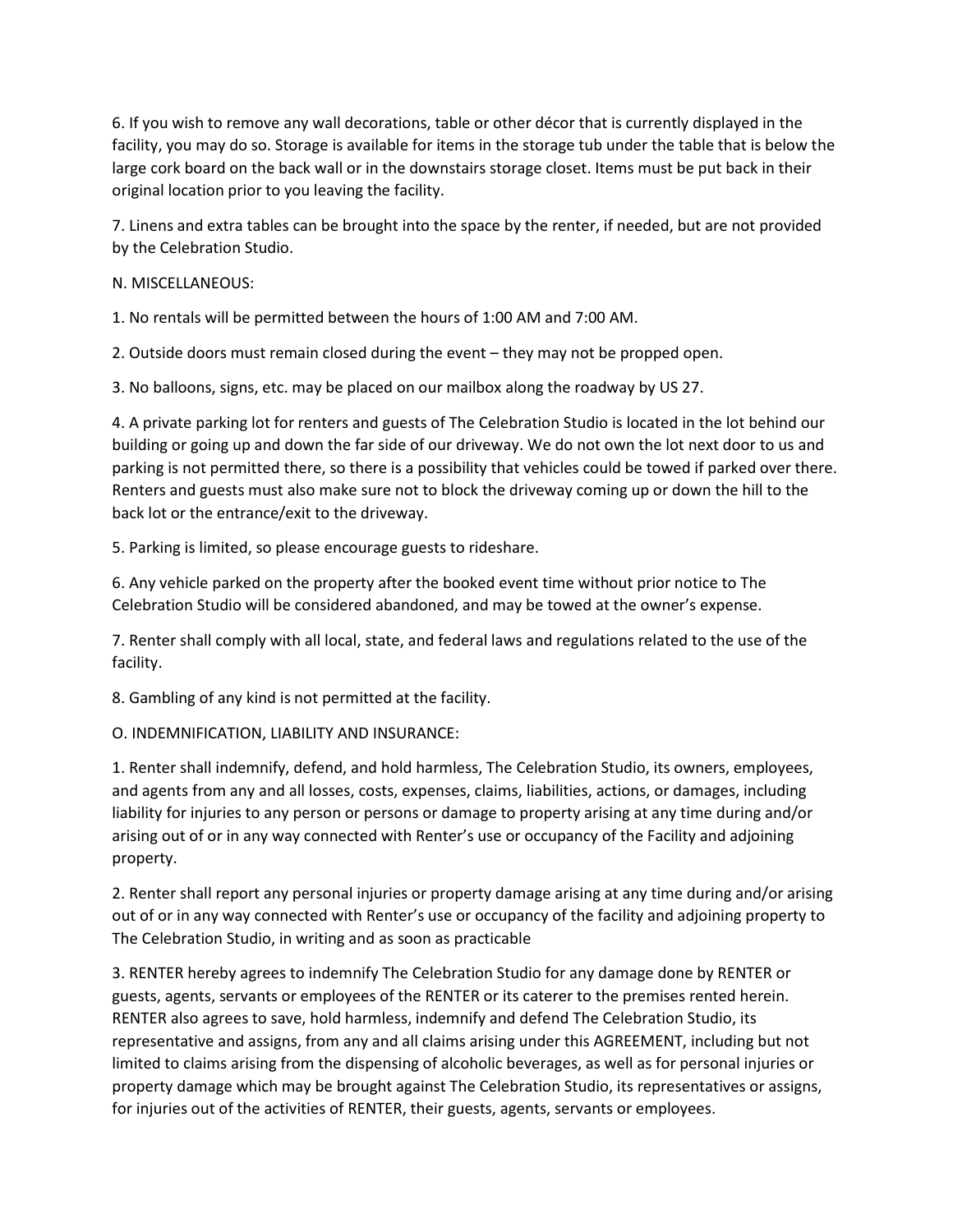6. If you wish to remove any wall decorations, table or other décor that is currently displayed in the facility, you may do so. Storage is available for items in the storage tub under the table that is below the large cork board on the back wall or in the downstairs storage closet. Items must be put back in their original location prior to you leaving the facility.

7. Linens and extra tables can be brought into the space by the renter, if needed, but are not provided by the Celebration Studio.

N. MISCELLANEOUS:

1. No rentals will be permitted between the hours of 1:00 AM and 7:00 AM.

2. Outside doors must remain closed during the event – they may not be propped open.

3. No balloons, signs, etc. may be placed on our mailbox along the roadway by US 27.

4. A private parking lot for renters and guests of The Celebration Studio is located in the lot behind our building or going up and down the far side of our driveway. We do not own the lot next door to us and parking is not permitted there, so there is a possibility that vehicles could be towed if parked over there. Renters and guests must also make sure not to block the driveway coming up or down the hill to the back lot or the entrance/exit to the driveway.

5. Parking is limited, so please encourage guests to rideshare.

6. Any vehicle parked on the property after the booked event time without prior notice to The Celebration Studio will be considered abandoned, and may be towed at the owner's expense.

7. Renter shall comply with all local, state, and federal laws and regulations related to the use of the facility.

8. Gambling of any kind is not permitted at the facility.

O. INDEMNIFICATION, LIABILITY AND INSURANCE:

1. Renter shall indemnify, defend, and hold harmless, The Celebration Studio, its owners, employees, and agents from any and all losses, costs, expenses, claims, liabilities, actions, or damages, including liability for injuries to any person or persons or damage to property arising at any time during and/or arising out of or in any way connected with Renter's use or occupancy of the Facility and adjoining property.

2. Renter shall report any personal injuries or property damage arising at any time during and/or arising out of or in any way connected with Renter's use or occupancy of the facility and adjoining property to The Celebration Studio, in writing and as soon as practicable

3. RENTER hereby agrees to indemnify The Celebration Studio for any damage done by RENTER or guests, agents, servants or employees of the RENTER or its caterer to the premises rented herein. RENTER also agrees to save, hold harmless, indemnify and defend The Celebration Studio, its representative and assigns, from any and all claims arising under this AGREEMENT, including but not limited to claims arising from the dispensing of alcoholic beverages, as well as for personal injuries or property damage which may be brought against The Celebration Studio, its representatives or assigns, for injuries out of the activities of RENTER, their guests, agents, servants or employees.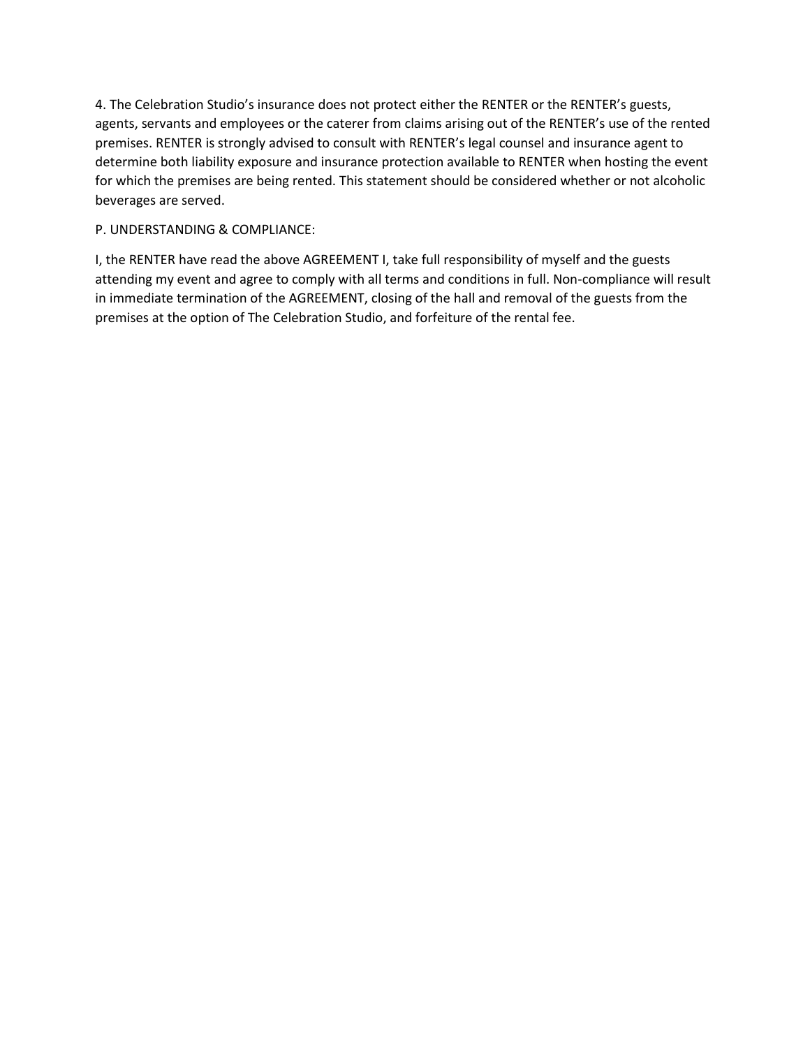4. The Celebration Studio's insurance does not protect either the RENTER or the RENTER's guests, agents, servants and employees or the caterer from claims arising out of the RENTER's use of the rented premises. RENTER is strongly advised to consult with RENTER's legal counsel and insurance agent to determine both liability exposure and insurance protection available to RENTER when hosting the event for which the premises are being rented. This statement should be considered whether or not alcoholic beverages are served.

P. UNDERSTANDING & COMPLIANCE:

I, the RENTER have read the above AGREEMENT I, take full responsibility of myself and the guests attending my event and agree to comply with all terms and conditions in full. Non-compliance will result in immediate termination of the AGREEMENT, closing of the hall and removal of the guests from the premises at the option of The Celebration Studio, and forfeiture of the rental fee.